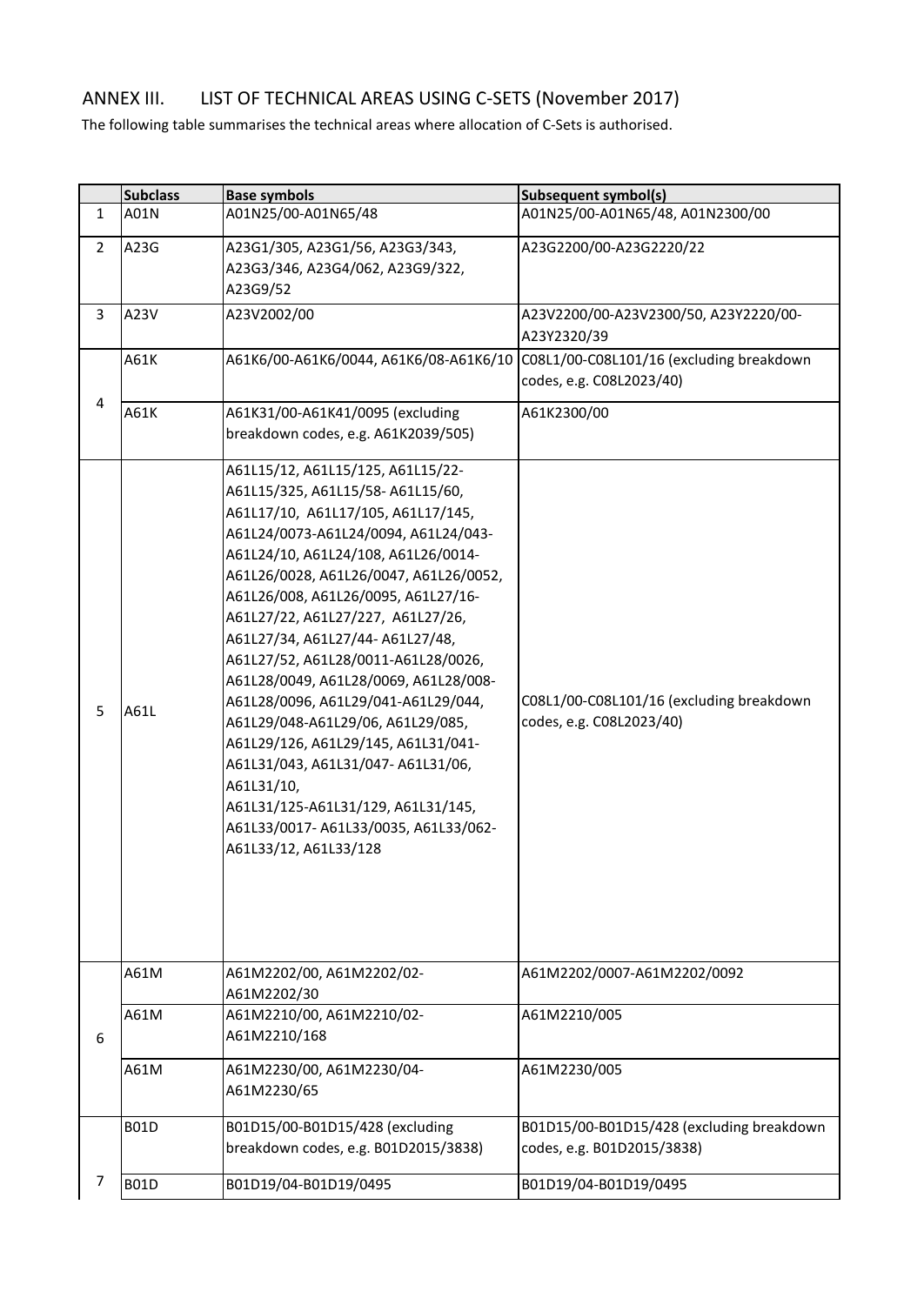# ANNEX III. LIST OF TECHNICAL AREAS USING C-SETS (November 2017)

The following table summarises the technical areas where allocation of C-Sets is authorised.

| | Subclass | Base symbols | Subsequent symbol(s) |
|---|---|---|---|
| 1 | A01N | A01N25/00-A01N65/48 | A01N25/00-A01N65/48, A01N2300/00 |
| 2 | A23G | A23G1/305, A23G1/56, A23G3/343, A23G3/346, A23G4/062, A23G9/322, A23G9/52 | A23G2200/00-A23G2220/22 |
| 3 | A23V | A23V2002/00 | A23V2200/00-A23V2300/50, A23Y2220/00-A23Y2320/39 |
| 4 | A61K | A61K6/00-A61K6/0044, A61K6/08-A61K6/10 | C08L1/00-C08L101/16 (excluding breakdown codes, e.g. C08L2023/40) |
| | A61K | A61K31/00-A61K41/0095 (excluding breakdown codes, e.g. A61K2039/505) | A61K2300/00 |
| 5 | A61L | A61L15/12, A61L15/125, A61L15/22-A61L15/325, A61L15/58- A61L15/60, A61L17/10, A61L17/105, A61L17/145, A61L24/0073-A61L24/0094, A61L24/043-A61L24/10, A61L24/108, A61L26/0014-A61L26/0028, A61L26/0047, A61L26/0052, A61L26/008, A61L26/0095, A61L27/16-A61L27/22, A61L27/227, A61L27/26, A61L27/34, A61L27/44- A61L27/48, A61L27/52, A61L28/0011-A61L28/0026, A61L28/0049, A61L28/0069, A61L28/008-A61L28/0096, A61L29/041-A61L29/044, A61L29/048-A61L29/06, A61L29/085, A61L29/126, A61L29/145, A61L31/041-A61L31/043, A61L31/047- A61L31/06, A61L31/10, A61L31/125-A61L31/129, A61L31/145, A61L33/0017- A61L33/0035, A61L33/062-A61L33/12, A61L33/128 | C08L1/00-C08L101/16 (excluding breakdown codes, e.g. C08L2023/40) |
| 6 | A61M | A61M2202/00, A61M2202/02-A61M2202/30 | A61M2202/0007-A61M2202/0092 |
| | A61M | A61M2210/00, A61M2210/02-A61M2210/168 | A61M2210/005 |
| | A61M | A61M2230/00, A61M2230/04-A61M2230/65 | A61M2230/005 |
| 7 | B01D | B01D15/00-B01D15/428 (excluding breakdown codes, e.g. B01D2015/3838) | B01D15/00-B01D15/428 (excluding breakdown codes, e.g. B01D2015/3838) |
| | B01D | B01D19/04-B01D19/0495 | B01D19/04-B01D19/0495 |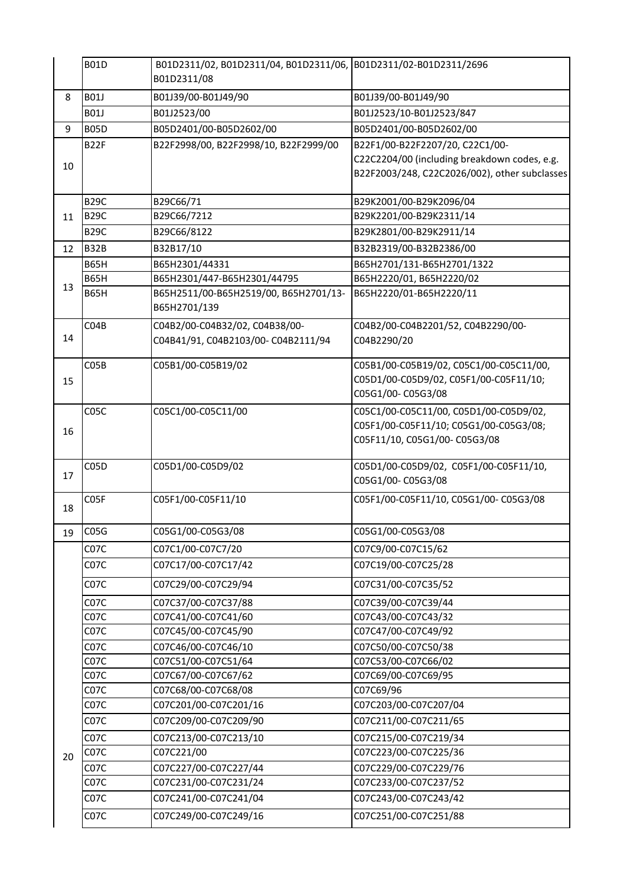| | | | |
|---|---|---|---|
| | B01D | B01D2311/02, B01D2311/04, B01D2311/06, B01D2311/08 | B01D2311/02-B01D2311/2696 |
| 8 | B01J | B01J39/00-B01J49/90 | B01J39/00-B01J49/90 |
| | B01J | B01J2523/00 | B01J2523/10-B01J2523/847 |
| 9 | B05D | B05D2401/00-B05D2602/00 | B05D2401/00-B05D2602/00 |
| 10 | B22F | B22F2998/00, B22F2998/10, B22F2999/00 | B22F1/00-B22F2207/20, C22C1/00-C22C2204/00 (including breakdown codes, e.g. B22F2003/248, C22C2026/002), other subclasses |
| | B29C | B29C66/71 | B29K2001/00-B29K2096/04 |
| 11 | B29C | B29C66/7212 | B29K2201/00-B29K2311/14 |
| | B29C | B29C66/8122 | B29K2801/00-B29K2911/14 |
| 12 | B32B | B32B17/10 | B32B2319/00-B32B2386/00 |
| | B65H | B65H2301/44331 | B65H2701/131-B65H2701/1322 |
| 13 | B65H | B65H2301/447-B65H2301/44795 | B65H2220/01, B65H2220/02 |
| | B65H | B65H2511/00-B65H2519/00, B65H2701/13-B65H2701/139 | B65H2220/01-B65H2220/11 |
| 14 | C04B | C04B2/00-C04B32/02, C04B38/00-C04B41/91, C04B2103/00- C04B2111/94 | C04B2/00-C04B2201/52, C04B2290/00-C04B2290/20 |
| 15 | C05B | C05B1/00-C05B19/02 | C05B1/00-C05B19/02, C05C1/00-C05C11/00, C05D1/00-C05D9/02, C05F1/00-C05F11/10; C05G1/00- C05G3/08 |
| 16 | C05C | C05C1/00-C05C11/00 | C05C1/00-C05C11/00, C05D1/00-C05D9/02, C05F1/00-C05F11/10; C05G1/00-C05G3/08; C05F11/10, C05G1/00- C05G3/08 |
| 17 | C05D | C05D1/00-C05D9/02 | C05D1/00-C05D9/02, C05F1/00-C05F11/10, C05G1/00- C05G3/08 |
| 18 | C05F | C05F1/00-C05F11/10 | C05F1/00-C05F11/10, C05G1/00- C05G3/08 |
| 19 | C05G | C05G1/00-C05G3/08 | C05G1/00-C05G3/08 |
| | C07C | C07C1/00-C07C7/20 | C07C9/00-C07C15/62 |
| | C07C | C07C17/00-C07C17/42 | C07C19/00-C07C25/28 |
| | C07C | C07C29/00-C07C29/94 | C07C31/00-C07C35/52 |
| | C07C | C07C37/00-C07C37/88 | C07C39/00-C07C39/44 |
| | C07C | C07C41/00-C07C41/60 | C07C43/00-C07C43/32 |
| | C07C | C07C45/00-C07C45/90 | C07C47/00-C07C49/92 |
| | C07C | C07C46/00-C07C46/10 | C07C50/00-C07C50/38 |
| | C07C | C07C51/00-C07C51/64 | C07C53/00-C07C66/02 |
| | C07C | C07C67/00-C07C67/62 | C07C69/00-C07C69/95 |
| | C07C | C07C68/00-C07C68/08 | C07C69/96 |
| | C07C | C07C201/00-C07C201/16 | C07C203/00-C07C207/04 |
| | C07C | C07C209/00-C07C209/90 | C07C211/00-C07C211/65 |
| | C07C | C07C213/00-C07C213/10 | C07C215/00-C07C219/34 |
| 20 | C07C | C07C221/00 | C07C223/00-C07C225/36 |
| | C07C | C07C227/00-C07C227/44 | C07C229/00-C07C229/76 |
| | C07C | C07C231/00-C07C231/24 | C07C233/00-C07C237/52 |
| | C07C | C07C241/00-C07C241/04 | C07C243/00-C07C243/42 |
| | C07C | C07C249/00-C07C249/16 | C07C251/00-C07C251/88 |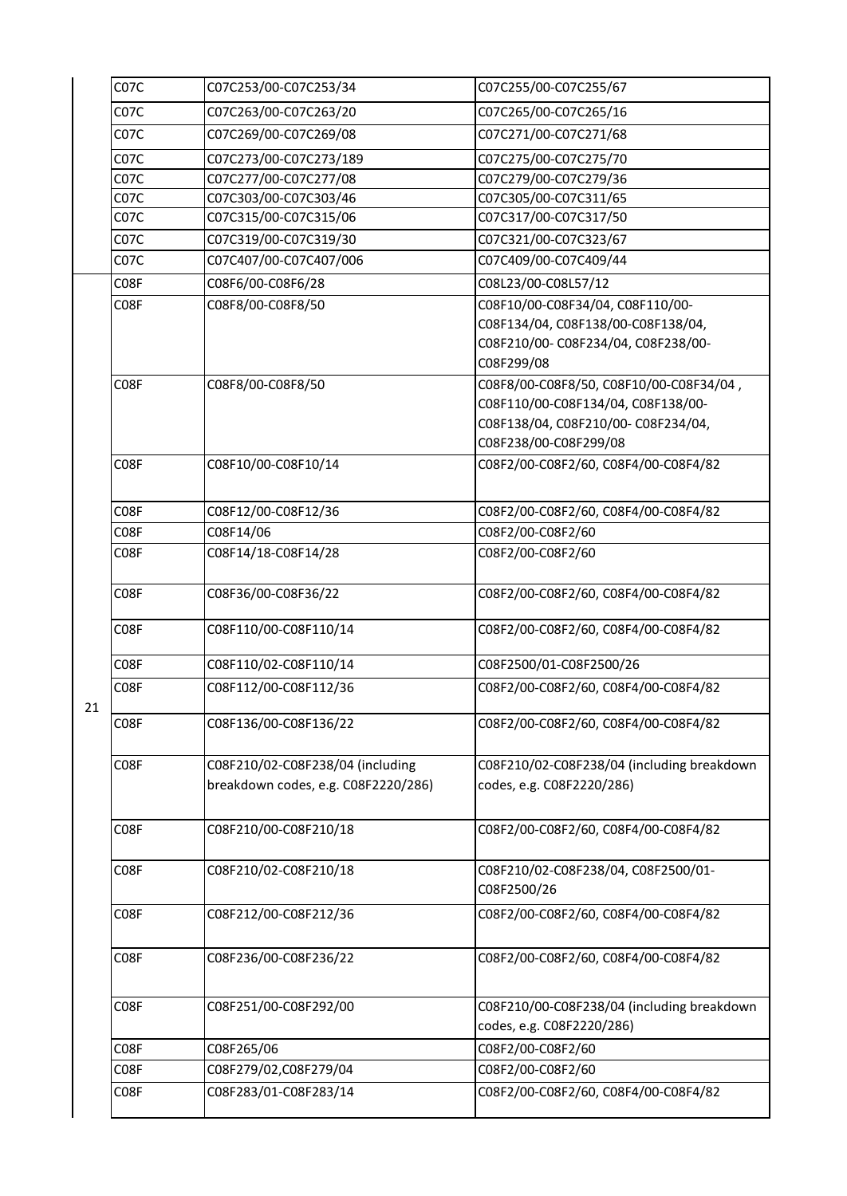| | | | |
|---|---|---|---|
| | C07C | C07C253/00-C07C253/34 | C07C255/00-C07C255/67 |
| | C07C | C07C263/00-C07C263/20 | C07C265/00-C07C265/16 |
| | C07C | C07C269/00-C07C269/08 | C07C271/00-C07C271/68 |
| | C07C | C07C273/00-C07C273/189 | C07C275/00-C07C275/70 |
| | C07C | C07C277/00-C07C277/08 | C07C279/00-C07C279/36 |
| | C07C | C07C303/00-C07C303/46 | C07C305/00-C07C311/65 |
| | C07C | C07C315/00-C07C315/06 | C07C317/00-C07C317/50 |
| | C07C | C07C319/00-C07C319/30 | C07C321/00-C07C323/67 |
| | C07C | C07C407/00-C07C407/006 | C07C409/00-C07C409/44 |
| 21 | C08F | C08F6/00-C08F6/28 | C08L23/00-C08L57/12 |
| | C08F | C08F8/00-C08F8/50 | C08F10/00-C08F34/04, C08F110/00-C08F134/04, C08F138/00-C08F138/04, C08F210/00- C08F234/04, C08F238/00-C08F299/08 |
| | C08F | C08F8/00-C08F8/50 | C08F8/00-C08F8/50, C08F10/00-C08F34/04 , C08F110/00-C08F134/04, C08F138/00-C08F138/04, C08F210/00- C08F234/04, C08F238/00-C08F299/08 |
| | C08F | C08F10/00-C08F10/14 | C08F2/00-C08F2/60, C08F4/00-C08F4/82 |
| | C08F | C08F12/00-C08F12/36 | C08F2/00-C08F2/60, C08F4/00-C08F4/82 |
| | C08F | C08F14/06 | C08F2/00-C08F2/60 |
| | C08F | C08F14/18-C08F14/28 | C08F2/00-C08F2/60 |
| | C08F | C08F36/00-C08F36/22 | C08F2/00-C08F2/60, C08F4/00-C08F4/82 |
| | C08F | C08F110/00-C08F110/14 | C08F2/00-C08F2/60, C08F4/00-C08F4/82 |
| | C08F | C08F110/02-C08F110/14 | C08F2500/01-C08F2500/26 |
| | C08F | C08F112/00-C08F112/36 | C08F2/00-C08F2/60, C08F4/00-C08F4/82 |
| | C08F | C08F136/00-C08F136/22 | C08F2/00-C08F2/60, C08F4/00-C08F4/82 |
| | C08F | C08F210/02-C08F238/04 (including breakdown codes, e.g. C08F2220/286) | C08F210/02-C08F238/04 (including breakdown codes, e.g. C08F2220/286) |
| | C08F | C08F210/00-C08F210/18 | C08F2/00-C08F2/60, C08F4/00-C08F4/82 |
| | C08F | C08F210/02-C08F210/18 | C08F210/02-C08F238/04, C08F2500/01-C08F2500/26 |
| | C08F | C08F212/00-C08F212/36 | C08F2/00-C08F2/60, C08F4/00-C08F4/82 |
| | C08F | C08F236/00-C08F236/22 | C08F2/00-C08F2/60, C08F4/00-C08F4/82 |
| | C08F | C08F251/00-C08F292/00 | C08F210/00-C08F238/04 (including breakdown codes, e.g. C08F2220/286) |
| | C08F | C08F265/06 | C08F2/00-C08F2/60 |
| | C08F | C08F279/02,C08F279/04 | C08F2/00-C08F2/60 |
| | C08F | C08F283/01-C08F283/14 | C08F2/00-C08F2/60, C08F4/00-C08F4/82 |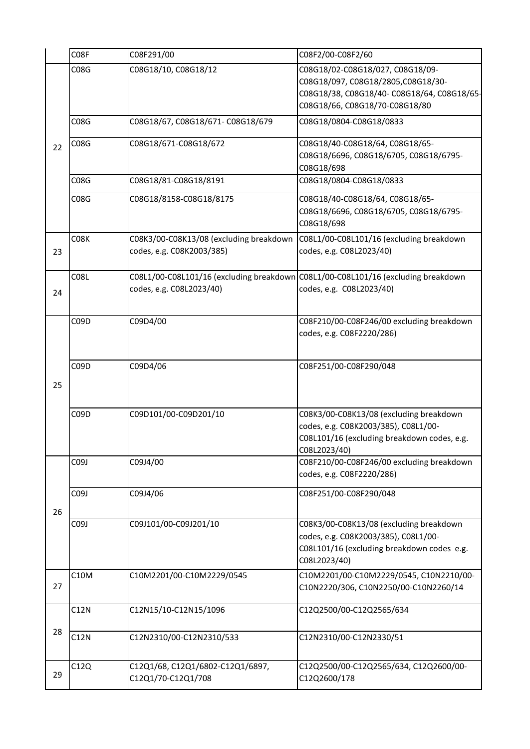| | | | |
|---|---|---|---|
| | C08F | C08F291/00 | C08F2/00-C08F2/60 |
| 22 | C08G | C08G18/10, C08G18/12 | C08G18/02-C08G18/027, C08G18/09-C08G18/097, C08G18/2805,C08G18/30-C08G18/38, C08G18/40- C08G18/64, C08G18/65-C08G18/66, C08G18/70-C08G18/80 |
| | C08G | C08G18/67, C08G18/671- C08G18/679 | C08G18/0804-C08G18/0833 |
| | C08G | C08G18/671-C08G18/672 | C08G18/40-C08G18/64, C08G18/65-C08G18/6696, C08G18/6705, C08G18/6795-C08G18/698 |
| | C08G | C08G18/81-C08G18/8191 | C08G18/0804-C08G18/0833 |
| | C08G | C08G18/8158-C08G18/8175 | C08G18/40-C08G18/64, C08G18/65-C08G18/6696, C08G18/6705, C08G18/6795-C08G18/698 |
| 23 | C08K | C08K3/00-C08K13/08 (excluding breakdown codes, e.g. C08K2003/385) | C08L1/00-C08L101/16 (excluding breakdown codes, e.g. C08L2023/40) |
| 24 | C08L | C08L1/00-C08L101/16 (excluding breakdown codes, e.g. C08L2023/40) | C08L1/00-C08L101/16 (excluding breakdown codes, e.g. C08L2023/40) |
| 25 | C09D | C09D4/00 | C08F210/00-C08F246/00 excluding breakdown codes, e.g. C08F2220/286) |
| | C09D | C09D4/06 | C08F251/00-C08F290/048 |
| | C09D | C09D101/00-C09D201/10 | C08K3/00-C08K13/08 (excluding breakdown codes, e.g. C08K2003/385), C08L1/00-C08L101/16 (excluding breakdown codes, e.g. C08L2023/40) |
| 26 | C09J | C09J4/00 | C08F210/00-C08F246/00 excluding breakdown codes, e.g. C08F2220/286) |
| | C09J | C09J4/06 | C08F251/00-C08F290/048 |
| | C09J | C09J101/00-C09J201/10 | C08K3/00-C08K13/08 (excluding breakdown codes, e.g. C08K2003/385), C08L1/00-C08L101/16 (excluding breakdown codes e.g. C08L2023/40) |
| 27 | C10M | C10M2201/00-C10M2229/0545 | C10M2201/00-C10M2229/0545, C10N2210/00-C10N2220/306, C10N2250/00-C10N2260/14 |
| 28 | C12N | C12N15/10-C12N15/1096 | C12Q2500/00-C12Q2565/634 |
| | C12N | C12N2310/00-C12N2310/533 | C12N2310/00-C12N2330/51 |
| 29 | C12Q | C12Q1/68, C12Q1/6802-C12Q1/6897, C12Q1/70-C12Q1/708 | C12Q2500/00-C12Q2565/634, C12Q2600/00-C12Q2600/178 |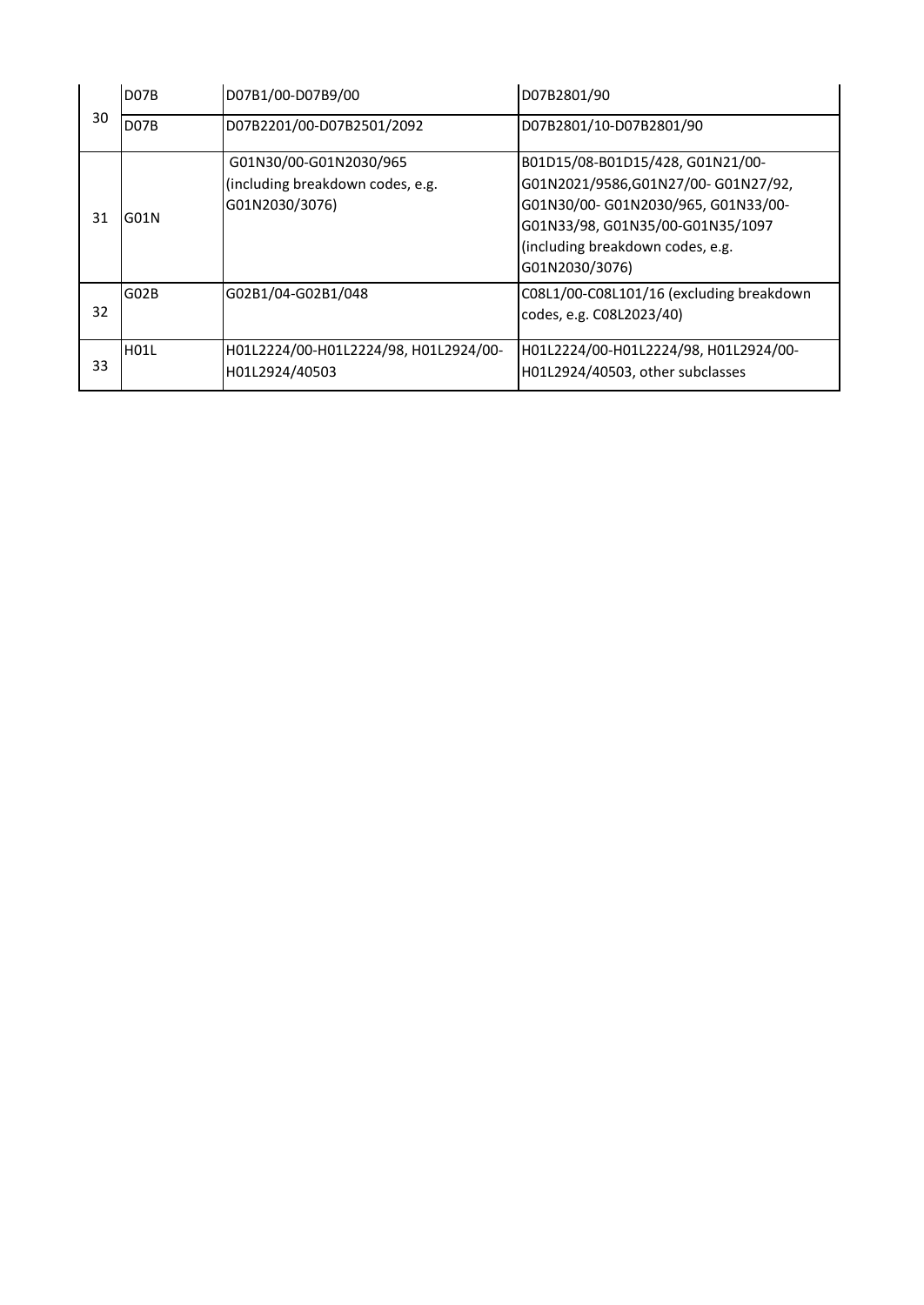| | | | |
|---|---|---|---|
| 30 | D07B | D07B1/00-D07B9/00 | D07B2801/90 |
| | D07B | D07B2201/00-D07B2501/2092 | D07B2801/10-D07B2801/90 |
| 31 | G01N | G01N30/00-G01N2030/965 (including breakdown codes, e.g. G01N2030/3076) | B01D15/08-B01D15/428, G01N21/00-G01N2021/9586,G01N27/00- G01N27/92, G01N30/00- G01N2030/965, G01N33/00-G01N33/98, G01N35/00-G01N35/1097 (including breakdown codes, e.g. G01N2030/3076) |
| 32 | G02B | G02B1/04-G02B1/048 | C08L1/00-C08L101/16 (excluding breakdown codes, e.g. C08L2023/40) |
| 33 | H01L | H01L2224/00-H01L2224/98, H01L2924/00-H01L2924/40503 | H01L2224/00-H01L2224/98, H01L2924/00-H01L2924/40503, other subclasses |